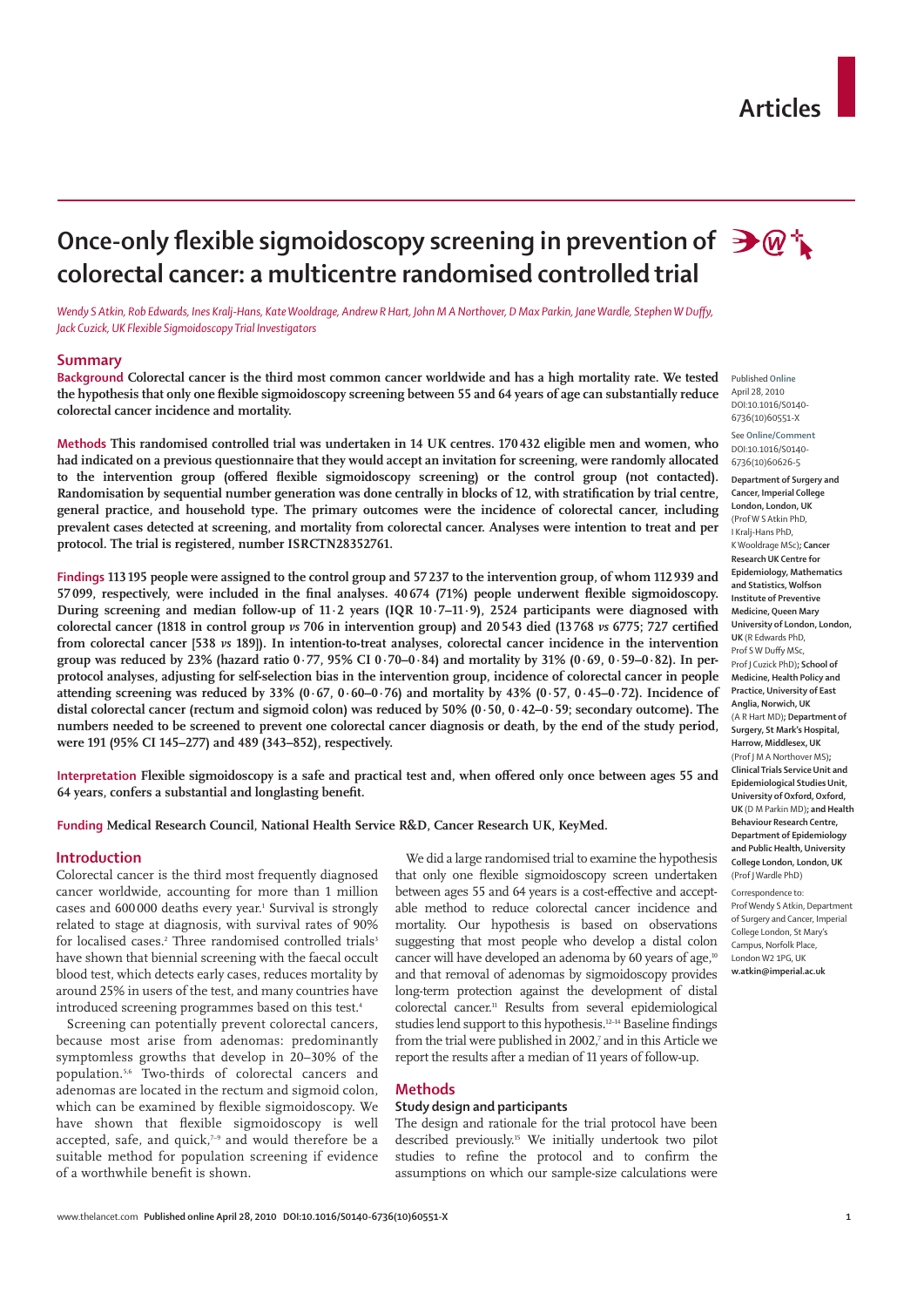Articles

# Once-only flexible sigmoidoscopy screening in prevention of colorectal cancer: a multicentre randomised controlled trial

*Wendy S Atkin, Rob Edwards, Ines Kralj-Hans, Kate Wooldrage, Andrew R Hart, John M A Northover, D Max Parkin, Jane Wardle, Stephen W Duffy, Jack Cuzick, UK Flexible Sigmoidoscopy Trial Investigators*

## Summary

**Background** **Colorectal cancer is the third most common cancer worldwide and has a high mortality rate. We tested the hypothesis that only one flexible sigmoidoscopy screening between 55 and 64 years of age can substantially reduce colorectal cancer incidence and mortality.**

**Methods** **This randomised controlled trial was undertaken in 14 UK centres. 170 432 eligible men and women, who had indicated on a previous questionnaire that they would accept an invitation for screening, were randomly allocated to the intervention group (offered flexible sigmoidoscopy screening) or the control group (not contacted). Randomisation by sequential number generation was done centrally in blocks of 12, with stratification by trial centre, general practice, and household type. The primary outcomes were the incidence of colorectal cancer, including prevalent cases detected at screening, and mortality from colorectal cancer. Analyses were intention to treat and per protocol. The trial is registered, number ISRCTN28352761.**

**Findings** **113 195 people were assigned to the control group and 57 237 to the intervention group, of whom 112 939 and 57 099, respectively, were included in the final analyses. 40 674 (71%) people underwent flexible sigmoidoscopy. During screening and median follow-up of 11·2 years (IQR 10·7–11·9), 2524 participants were diagnosed with colorectal cancer (1818 in control group *vs* 706 in intervention group) and 20 543 died (13 768 *vs* 6775; 727 certified from colorectal cancer [538 *vs* 189]). In intention-to-treat analyses, colorectal cancer incidence in the intervention group was reduced by 23% (hazard ratio 0·77, 95% CI 0·70–0·84) and mortality by 31% (0·69, 0·59–0·82). In per-protocol analyses, adjusting for self-selection bias in the intervention group, incidence of colorectal cancer in people attending screening was reduced by 33% (0·67, 0·60–0·76) and mortality by 43% (0·57, 0·45–0·72). Incidence of distal colorectal cancer (rectum and sigmoid colon) was reduced by 50% (0·50, 0·42–0·59; secondary outcome). The numbers needed to be screened to prevent one colorectal cancer diagnosis or death, by the end of the study period, were 191 (95% CI 145–277) and 489 (343–852), respectively.**

**Interpretation** **Flexible sigmoidoscopy is a safe and practical test and, when offered only once between ages 55 and 64 years, confers a substantial and longlasting benefit.**

**Funding** **Medical Research Council, National Health Service R&D, Cancer Research UK, KeyMed.**

Published Online April 28, 2010 DOI:10.1016/S0140-6736(10)60551-X

See Online/Comment DOI:10.1016/S0140-6736(10)60626-5

**Department of Surgery and Cancer, Imperial College London, London, UK** (Prof W S Atkin PhD, I Kralj-Hans PhD, K Wooldrage MSc)**; Cancer Research UK Centre for Epidemiology, Mathematics and Statistics, Wolfson Institute of Preventive Medicine, Queen Mary University of London, London, UK** (R Edwards PhD, Prof S W Duffy MSc, Prof J Cuzick PhD)**; School of Medicine, Health Policy and Practice, University of East Anglia, Norwich, UK** (A R Hart MD)**; Department of Surgery, St Mark's Hospital, Harrow, Middlesex, UK** (Prof J M A Northover MS)**; Clinical Trials Service Unit and Epidemiological Studies Unit, University of Oxford, Oxford, UK** (D M Parkin MD)**; and Health Behaviour Research Centre, Department of Epidemiology and Public Health, University College London, London, UK** (Prof J Wardle PhD)

Correspondence to: Prof Wendy S Atkin, Department of Surgery and Cancer, Imperial College London, St Mary's Campus, Norfolk Place, London W2 1PG, UK **w.atkin@imperial.ac.uk**

## Introduction

Colorectal cancer is the third most frequently diagnosed cancer worldwide, accounting for more than 1 million cases and 600 000 deaths every year.[1] Survival is strongly related to stage at diagnosis, with survival rates of 90% for localised cases.[2] Three randomised controlled trials[3] have shown that biennial screening with the faecal occult blood test, which detects early cases, reduces mortality by around 25% in users of the test, and many countries have introduced screening programmes based on this test.[4]

Screening can potentially prevent colorectal cancers, because most arise from adenomas: predominantly symptomless growths that develop in 20–30% of the population.[5,6] Two-thirds of colorectal cancers and adenomas are located in the rectum and sigmoid colon, which can be examined by flexible sigmoidoscopy. We have shown that flexible sigmoidoscopy is well accepted, safe, and quick,[7–9] and would therefore be a suitable method for population screening if evidence of a worthwhile benefit is shown.

We did a large randomised trial to examine the hypothesis that only one flexible sigmoidoscopy screen undertaken between ages 55 and 64 years is a cost-effective and acceptable method to reduce colorectal cancer incidence and mortality. Our hypothesis is based on observations suggesting that most people who develop a distal colon cancer will have developed an adenoma by 60 years of age,[10] and that removal of adenomas by sigmoidoscopy provides long-term protection against the development of distal colorectal cancer.[11] Results from several epidemiological studies lend support to this hypothesis.[12–14] Baseline findings from the trial were published in 2002,[7] and in this Article we report the results after a median of 11 years of follow-up.

## Methods

### Study design and participants

The design and rationale for the trial protocol have been described previously.[15] We initially undertook two pilot studies to refine the protocol and to confirm the assumptions on which our sample-size calculations were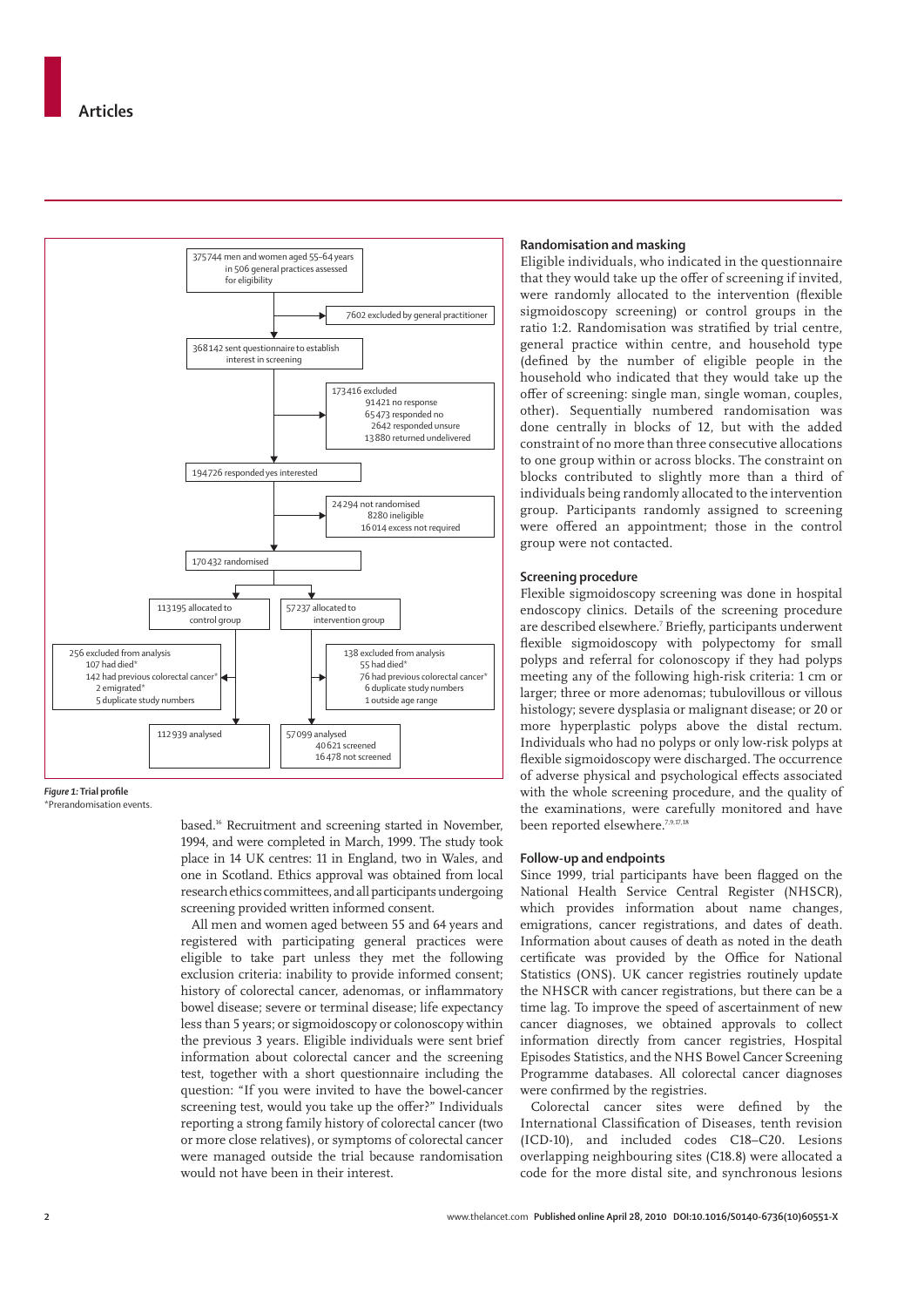375744 men and women aged 55–64 years in 506 general practices assessed for eligibility

→ 7602 excluded by general practitioner

368142 sent questionnaire to establish interest in screening

→ 173416 excluded
- 91421 no response
- 65473 responded no
- 2642 responded unsure
- 13880 returned undelivered

194726 responded yes interested

→ 24294 not randomised
- 8280 ineligible
- 16014 excess not required

170432 randomised

113195 allocated to control group

- 256 excluded from analysis
  - 107 had died*
  - 142 had previous colorectal cancer*
  - 2 emigrated*
  - 5 duplicate study numbers

112939 analysed

57237 allocated to intervention group

- 138 excluded from analysis
  - 55 had died*
  - 76 had previous colorectal cancer*
  - 6 duplicate study numbers
  - 1 outside age range

57099 analysed
- 40621 screened
- 16478 not screened

*Figure 1:* **Trial profile**
*Prerandomisation events.

based.[16] Recruitment and screening started in November, 1994, and were completed in March, 1999. The study took place in 14 UK centres: 11 in England, two in Wales, and one in Scotland. Ethics approval was obtained from local research ethics committees, and all participants undergoing screening provided written informed consent.

All men and women aged between 55 and 64 years and registered with participating general practices were eligible to take part unless they met the following exclusion criteria: inability to provide informed consent; history of colorectal cancer, adenomas, or inflammatory bowel disease; severe or terminal disease; life expectancy less than 5 years; or sigmoidoscopy or colonoscopy within the previous 3 years. Eligible individuals were sent brief information about colorectal cancer and the screening test, together with a short questionnaire including the question: "If you were invited to have the bowel-cancer screening test, would you take up the offer?" Individuals reporting a strong family history of colorectal cancer (two or more close relatives), or symptoms of colorectal cancer were managed outside the trial because randomisation would not have been in their interest.

### Randomisation and masking

Eligible individuals, who indicated in the questionnaire that they would take up the offer of screening if invited, were randomly allocated to the intervention (flexible sigmoidoscopy screening) or control groups in the ratio 1:2. Randomisation was stratified by trial centre, general practice within centre, and household type (defined by the number of eligible people in the household who indicated that they would take up the offer of screening: single man, single woman, couples, other). Sequentially numbered randomisation was done centrally in blocks of 12, but with the added constraint of no more than three consecutive allocations to one group within or across blocks. The constraint on blocks contributed to slightly more than a third of individuals being randomly allocated to the intervention group. Participants randomly assigned to screening were offered an appointment; those in the control group were not contacted.

### Screening procedure

Flexible sigmoidoscopy screening was done in hospital endoscopy clinics. Details of the screening procedure are described elsewhere.[7] Briefly, participants underwent flexible sigmoidoscopy with polypectomy for small polyps and referral for colonoscopy if they had polyps meeting any of the following high-risk criteria: 1 cm or larger; three or more adenomas; tubulovillous or villous histology; severe dysplasia or malignant disease; or 20 or more hyperplastic polyps above the distal rectum. Individuals who had no polyps or only low-risk polyps at flexible sigmoidoscopy were discharged. The occurrence of adverse physical and psychological effects associated with the whole screening procedure, and the quality of the examinations, were carefully monitored and have been reported elsewhere.[7,9,17,18]

### Follow-up and endpoints

Since 1999, trial participants have been flagged on the National Health Service Central Register (NHSCR), which provides information about name changes, emigrations, cancer registrations, and dates of death. Information about causes of death as noted in the death certificate was provided by the Office for National Statistics (ONS). UK cancer registries routinely update the NHSCR with cancer registrations, but there can be a time lag. To improve the speed of ascertainment of new cancer diagnoses, we obtained approvals to collect information directly from cancer registries, Hospital Episodes Statistics, and the NHS Bowel Cancer Screening Programme databases. All colorectal cancer diagnoses were confirmed by the registries.

Colorectal cancer sites were defined by the International Classification of Diseases, tenth revision (ICD-10), and included codes C18–C20. Lesions overlapping neighbouring sites (C18.8) were allocated a code for the more distal site, and synchronous lesions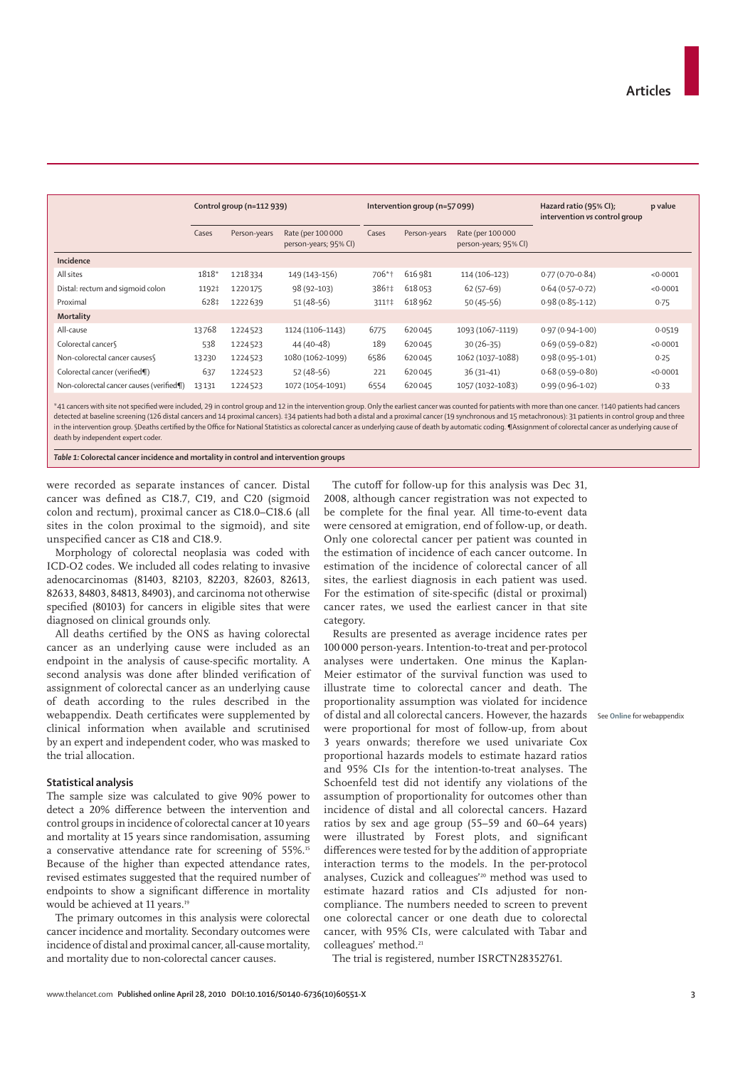| | Control group (n=112 939) | | | Intervention group (n=57 099) | | | Hazard ratio (95% CI); intervention vs control group | p value |
|---|---|---|---|---|---|---|---|---|
| | Cases | Person-years | Rate (per 100 000 person-years; 95% CI) | Cases | Person-years | Rate (per 100 000 person-years; 95% CI) | | |
| **Incidence** | | | | | | | | |
| All sites | 1818* | 1 218 334 | 149 (143–156) | 706*† | 616 981 | 114 (106–123) | 0·77 (0·70–0·84) | <0·0001 |
| Distal: rectum and sigmoid colon | 1192‡ | 1 220 175 | 98 (92–103) | 386†‡ | 618 053 | 62 (57–69) | 0·64 (0·57–0·72) | <0·0001 |
| Proximal | 628‡ | 1 222 639 | 51 (48–56) | 311†‡ | 618 962 | 50 (45–56) | 0·98 (0·85–1·12) | 0·75 |
| **Mortality** | | | | | | | | |
| All-cause | 13 768 | 1 224 523 | 1124 (1106–1143) | 6775 | 620 045 | 1093 (1067–1119) | 0·97 (0·94–1·00) | 0·0519 |
| Colorectal cancer§ | 538 | 1 224 523 | 44 (40–48) | 189 | 620 045 | 30 (26–35) | 0·69 (0·59–0·82) | <0·0001 |
| Non-colorectal cancer causes§ | 13 230 | 1 224 523 | 1080 (1062–1099) | 6586 | 620 045 | 1062 (1037–1088) | 0·98 (0·95–1·01) | 0·25 |
| Colorectal cancer (verified¶) | 637 | 1 224 523 | 52 (48–56) | 221 | 620 045 | 36 (31–41) | 0·68 (0·59–0·80) | <0·0001 |
| Non-colorectal cancer causes (verified¶) | 13 131 | 1 224 523 | 1072 (1054–1091) | 6554 | 620 045 | 1057 (1032–1083) | 0·99 (0·96–1·02) | 0·33 |

*41 cancers with site not specified were included, 29 in control group and 12 in the intervention group. Only the earliest cancer was counted for patients with more than one cancer. †140 patients had cancers detected at baseline screening (126 distal cancers and 14 proximal cancers). ‡34 patients had both a distal and a proximal cancer (19 synchronous and 15 metachronous): 31 patients in control group and three in the intervention group. §Deaths certified by the Office for National Statistics as colorectal cancer as underlying cause of death by automatic coding. ¶Assignment of colorectal cancer as underlying cause of death by independent expert coder.

*Table 1:* **Colorectal cancer incidence and mortality in control and intervention groups**

were recorded as separate instances of cancer. Distal cancer was defined as C18.7, C19, and C20 (sigmoid colon and rectum), proximal cancer as C18.0–C18.6 (all sites in the colon proximal to the sigmoid), and site unspecified cancer as C18 and C18.9.

Morphology of colorectal neoplasia was coded with ICD-O2 codes. We included all codes relating to invasive adenocarcinomas (81403, 82103, 82203, 82603, 82613, 82633, 84803, 84813, 84903), and carcinoma not otherwise specified (80103) for cancers in eligible sites that were diagnosed on clinical grounds only.

All deaths certified by the ONS as having colorectal cancer as an underlying cause were included as an endpoint in the analysis of cause-specific mortality. A second analysis was done after blinded verification of assignment of colorectal cancer as an underlying cause of death according to the rules described in the webappendix. Death certificates were supplemented by clinical information when available and scrutinised by an expert and independent coder, who was masked to the trial allocation.

### Statistical analysis

The sample size was calculated to give 90% power to detect a 20% difference between the intervention and control groups in incidence of colorectal cancer at 10 years and mortality at 15 years since randomisation, assuming a conservative attendance rate for screening of 55%.[15] Because of the higher than expected attendance rates, revised estimates suggested that the required number of endpoints to show a significant difference in mortality would be achieved at 11 years.[19]

The primary outcomes in this analysis were colorectal cancer incidence and mortality. Secondary outcomes were incidence of distal and proximal cancer, all-cause mortality, and mortality due to non-colorectal cancer causes.

The cutoff for follow-up for this analysis was Dec 31, 2008, although cancer registration was not expected to be complete for the final year. All time-to-event data were censored at emigration, end of follow-up, or death. Only one colorectal cancer per patient was counted in the estimation of incidence of each cancer outcome. In estimation of the incidence of colorectal cancer of all sites, the earliest diagnosis in each patient was used. For the estimation of site-specific (distal or proximal) cancer rates, we used the earliest cancer in that site category.

Results are presented as average incidence rates per 100 000 person-years. Intention-to-treat and per-protocol analyses were undertaken. One minus the Kaplan-Meier estimator of the survival function was used to illustrate time to colorectal cancer and death. The proportionality assumption was violated for incidence of distal and all colorectal cancers. However, the hazards were proportional for most of follow-up, from about 3 years onwards; therefore we used univariate Cox proportional hazards models to estimate hazard ratios and 95% CIs for the intention-to-treat analyses. The Schoenfeld test did not identify any violations of the assumption of proportionality for outcomes other than incidence of distal and all colorectal cancers. Hazard ratios by sex and age group (55–59 and 60–64 years) were illustrated by Forest plots, and significant differences were tested for by the addition of appropriate interaction terms to the models. In the per-protocol analyses, Cuzick and colleagues'[20] method was used to estimate hazard ratios and CIs adjusted for non-compliance. The numbers needed to screen to prevent one colorectal cancer or one death due to colorectal cancer, with 95% CIs, were calculated with Tabar and colleagues' method.[21]

See Online for webappendix

The trial is registered, number ISRCTN28352761.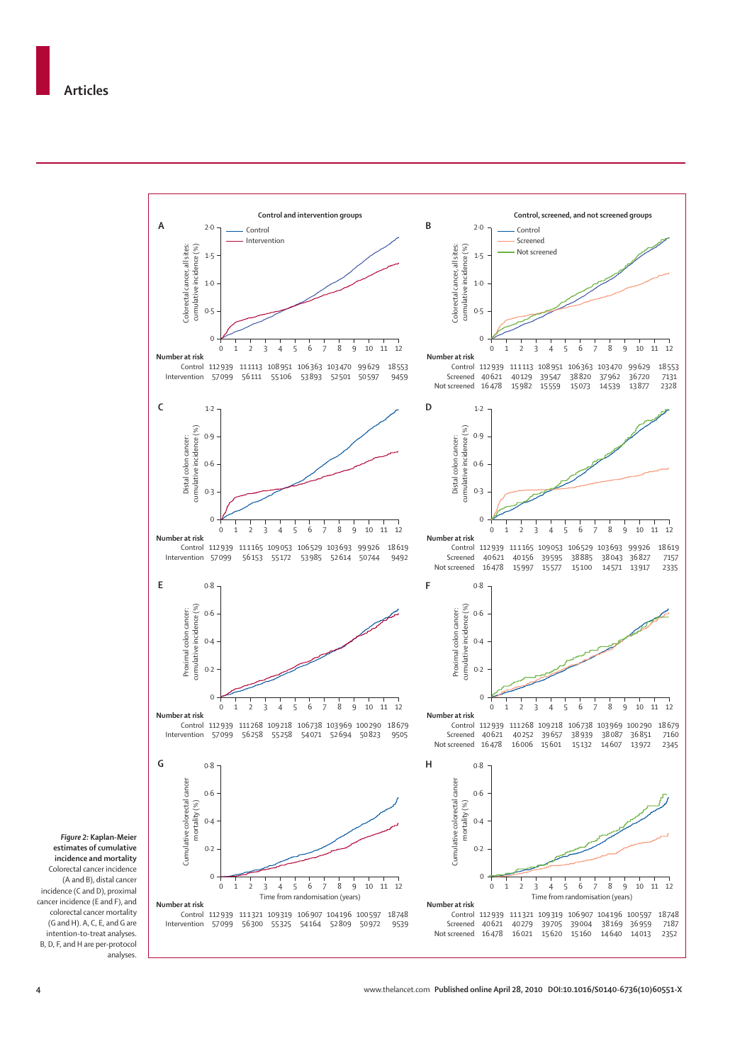**Control and intervention groups**

**Control, screened, and not screened groups**

**A** — Colorectal cancer, all sites: cumulative incidence (%)

| Number at risk | 0 | 2 | 4 | 6 | 8 | 10 | 12 |
|---|---|---|---|---|---|---|---|
| Control | 112 939 | 111 113 | 108 951 | 106 363 | 103 470 | 99 629 | 18 553 |
| Intervention | 57 099 | 56 111 | 55 106 | 53 893 | 52 501 | 50 597 | 9459 |

**B** — Colorectal cancer, all sites: cumulative incidence (%)

| Number at risk | 0 | 2 | 4 | 6 | 8 | 10 | 12 |
|---|---|---|---|---|---|---|---|
| Control | 112 939 | 111 113 | 108 951 | 106 363 | 103 470 | 99 629 | 18 553 |
| Screened | 40 621 | 40 129 | 39 547 | 38 820 | 37 962 | 36 720 | 7131 |
| Not screened | 16 478 | 15 982 | 15 559 | 15 073 | 14 539 | 13 877 | 2328 |

**C** — Distal colon cancer: cumulative incidence (%)

| Number at risk | 0 | 2 | 4 | 6 | 8 | 10 | 12 |
|---|---|---|---|---|---|---|---|
| Control | 112 939 | 111 165 | 109 053 | 106 529 | 103 693 | 99 926 | 18 619 |
| Intervention | 57 099 | 56 153 | 55 172 | 53 985 | 52 614 | 50 744 | 9492 |

**D** — Distal colon cancer: cumulative incidence (%)

| Number at risk | 0 | 2 | 4 | 6 | 8 | 10 | 12 |
|---|---|---|---|---|---|---|---|
| Control | 112 939 | 111 165 | 109 053 | 106 529 | 103 693 | 99 926 | 18 619 |
| Screened | 40 621 | 40 156 | 39 595 | 38 885 | 38 043 | 36 827 | 7157 |
| Not screened | 16 478 | 15 997 | 15 577 | 15 100 | 14 571 | 13 917 | 2335 |

**E** — Proximal colon cancer: cumulative incidence (%)

| Number at risk | 0 | 2 | 4 | 6 | 8 | 10 | 12 |
|---|---|---|---|---|---|---|---|
| Control | 112 939 | 111 268 | 109 218 | 106 738 | 103 969 | 100 290 | 18 679 |
| Intervention | 57 099 | 56 258 | 55 258 | 54 071 | 52 694 | 50 823 | 9505 |

**F** — Proximal colon cancer: cumulative incidence (%)

| Number at risk | 0 | 2 | 4 | 6 | 8 | 10 | 12 |
|---|---|---|---|---|---|---|---|
| Control | 112 939 | 111 268 | 109 218 | 106 738 | 103 969 | 100 290 | 18 679 |
| Screened | 40 621 | 40 252 | 39 657 | 38 939 | 38 087 | 36 851 | 7160 |
| Not screened | 16 478 | 16 006 | 15 601 | 15 132 | 14 607 | 13 972 | 2345 |

**G** — Cumulative colorectal cancer mortality (%)

| Number at risk | 0 | 2 | 4 | 6 | 8 | 10 | 12 |
|---|---|---|---|---|---|---|---|
| Control | 112 939 | 111 321 | 109 319 | 106 907 | 104 196 | 100 597 | 18 748 |
| Intervention | 57 099 | 56 300 | 55 325 | 54 164 | 52 809 | 50 972 | 9539 |

**H** — Cumulative colorectal cancer mortality (%)

| Number at risk | 0 | 2 | 4 | 6 | 8 | 10 | 12 |
|---|---|---|---|---|---|---|---|
| Control | 112 939 | 111 321 | 109 319 | 106 907 | 104 196 | 100 597 | 18 748 |
| Screened | 40 621 | 40 279 | 39 705 | 39 004 | 38 169 | 36 959 | 7187 |
| Not screened | 16 478 | 16 021 | 15 620 | 15 160 | 14 640 | 14 013 | 2352 |

Time from randomisation (years)

***Figure 2:* Kaplan-Meier estimates of cumulative incidence and mortality**
Colorectal cancer incidence (A and B), distal cancer incidence (C and D), proximal cancer incidence (E and F), and colorectal cancer mortality (G and H). A, C, E, and G are intention-to-treat analyses. B, D, F, and H are per-protocol analyses.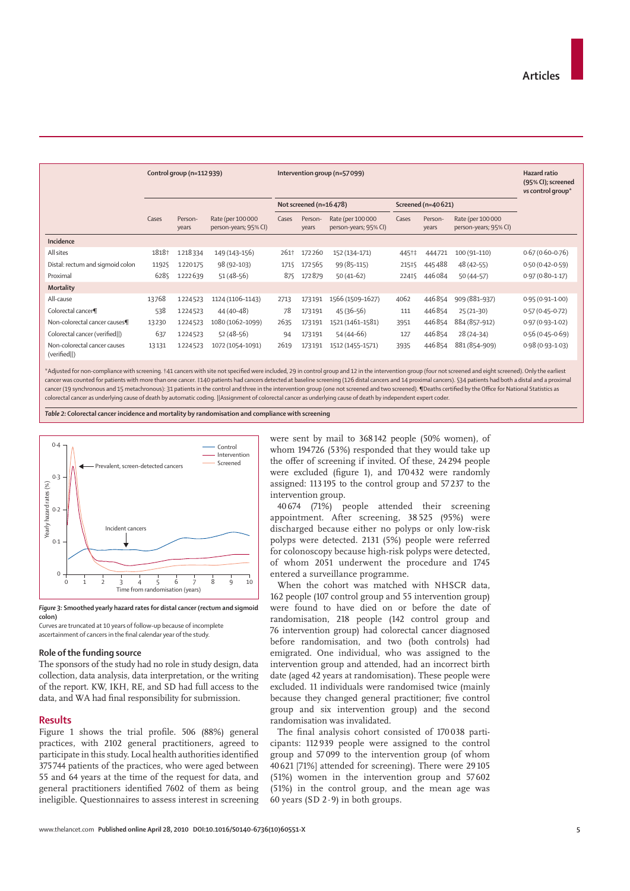| | Control group (n=112 939) | | | Intervention group (n=57 099) | | | | | | Hazard ratio (95% CI); screened vs control group* |
|---|---|---|---|---|---|---|---|---|---|---|
| | | | | Not screened (n=16 478) | | | Screened (n=40 621) | | | |
| | Cases | Person-years | Rate (per 100 000 person-years; 95% CI) | Cases | Person-years | Rate (per 100 000 person-years; 95% CI) | Cases | Person-years | Rate (per 100 000 person-years; 95% CI) | |
| **Incidence** | | | | | | | | | | |
| All sites | 1818† | 1 218 334 | 149 (143–156) | 261† | 172 260 | 152 (134–171) | 445†‡ | 444 721 | 100 (91–110) | 0·67 (0·60–0·76) |
| Distal: rectum and sigmoid colon | 1192§ | 1 220 175 | 98 (92–103) | 171§ | 172 565 | 99 (85–115) | 215‡§ | 445 488 | 48 (42–55) | 0·50 (0·42–0·59) |
| Proximal | 628§ | 1 222 639 | 51 (48–56) | 87§ | 172 879 | 50 (41–62) | 224‡§ | 446 084 | 50 (44–57) | 0·97 (0·80–1·17) |
| **Mortality** | | | | | | | | | | |
| All-cause | 13 768 | 1 224 523 | 1124 (1106–1143) | 2713 | 173 191 | 1566 (1509–1627) | 4062 | 446 854 | 909 (881–937) | 0·95 (0·91–1·00) |
| Colorectal cancer¶ | 538 | 1 224 523 | 44 (40–48) | 78 | 173 191 | 45 (36–56) | 111 | 446 854 | 25 (21–30) | 0·57 (0·45–0·72) |
| Non-colorectal cancer causes¶ | 13 230 | 1 224 523 | 1080 (1062–1099) | 2635 | 173 191 | 1521 (1461–1581) | 3951 | 446 854 | 884 (857–912) | 0·97 (0·93–1·02) |
| Colorectal cancer (verified‖) | 637 | 1 224 523 | 52 (48–56) | 94 | 173 191 | 54 (44–66) | 127 | 446 854 | 28 (24–34) | 0·56 (0·45–0·69) |
| Non-colorectal cancer causes (verified‖) | 13 131 | 1 224 523 | 1072 (1054–1091) | 2619 | 173 191 | 1512 (1455–1571) | 3935 | 446 854 | 881 (854–909) | 0·98 (0·93–1·03) |

*Adjusted for non-compliance with screening. †41 cancers with site not specified were included, 29 in control group and 12 in the intervention group (four not screened and eight screened). Only the earliest cancer was counted for patients with more than one cancer. ‡140 patients had cancers detected at baseline screening (126 distal cancers and 14 proximal cancers). §34 patients had both a distal and a proximal cancer (19 synchronous and 15 metachronous): 31 patients in the control and three in the intervention group (one not screened and two screened). ¶Deaths certified by the Office for National Statistics as colorectal cancer as underlying cause of death by automatic coding. ‖Assignment of colorectal cancer as underlying cause of death by independent expert coder.

*Table 2:* **Colorectal cancer incidence and mortality by randomisation and compliance with screening**

*Figure 3:* **Smoothed yearly hazard rates for distal cancer (rectum and sigmoid colon)**

Curves are truncated at 10 years of follow-up because of incomplete ascertainment of cancers in the final calendar year of the study.

### Role of the funding source

The sponsors of the study had no role in study design, data collection, data analysis, data interpretation, or the writing of the report. KW, IKH, RE, and SD had full access to the data, and WA had final responsibility for submission.

## Results

Figure 1 shows the trial profile. 506 (88%) general practices, with 2102 general practitioners, agreed to participate in this study. Local health authorities identified 375 744 patients of the practices, who were aged between 55 and 64 years at the time of the request for data, and general practitioners identified 7602 of them as being ineligible. Questionnaires to assess interest in screening were sent by mail to 368 142 people (50% women), of whom 194 726 (53%) responded that they would take up the offer of screening if invited. Of these, 24 294 people were excluded (figure 1), and 170 432 were randomly assigned: 113 195 to the control group and 57 237 to the intervention group.

40 674 (71%) people attended their screening appointment. After screening, 38 525 (95%) were discharged because either no polyps or only low-risk polyps were detected. 2131 (5%) people were referred for colonoscopy because high-risk polyps were detected, of whom 2051 underwent the procedure and 1745 entered a surveillance programme.

When the cohort was matched with NHSCR data, 162 people (107 control group and 55 intervention group) were found to have died on or before the date of randomisation, 218 people (142 control group and 76 intervention group) had colorectal cancer diagnosed before randomisation, and two (both controls) had emigrated. One individual, who was assigned to the intervention group and attended, had an incorrect birth date (aged 42 years at randomisation). These people were excluded. 11 individuals were randomised twice (mainly because they changed general practitioner; five control group and six intervention group) and the second randomisation was invalidated.

The final analysis cohort consisted of 170 038 participants: 112 939 people were assigned to the control group and 57 099 to the intervention group (of whom 40 621 [71%] attended for screening). There were 29 105 (51%) women in the intervention group and 57 602 (51%) in the control group, and the mean age was 60 years (SD 2·9) in both groups.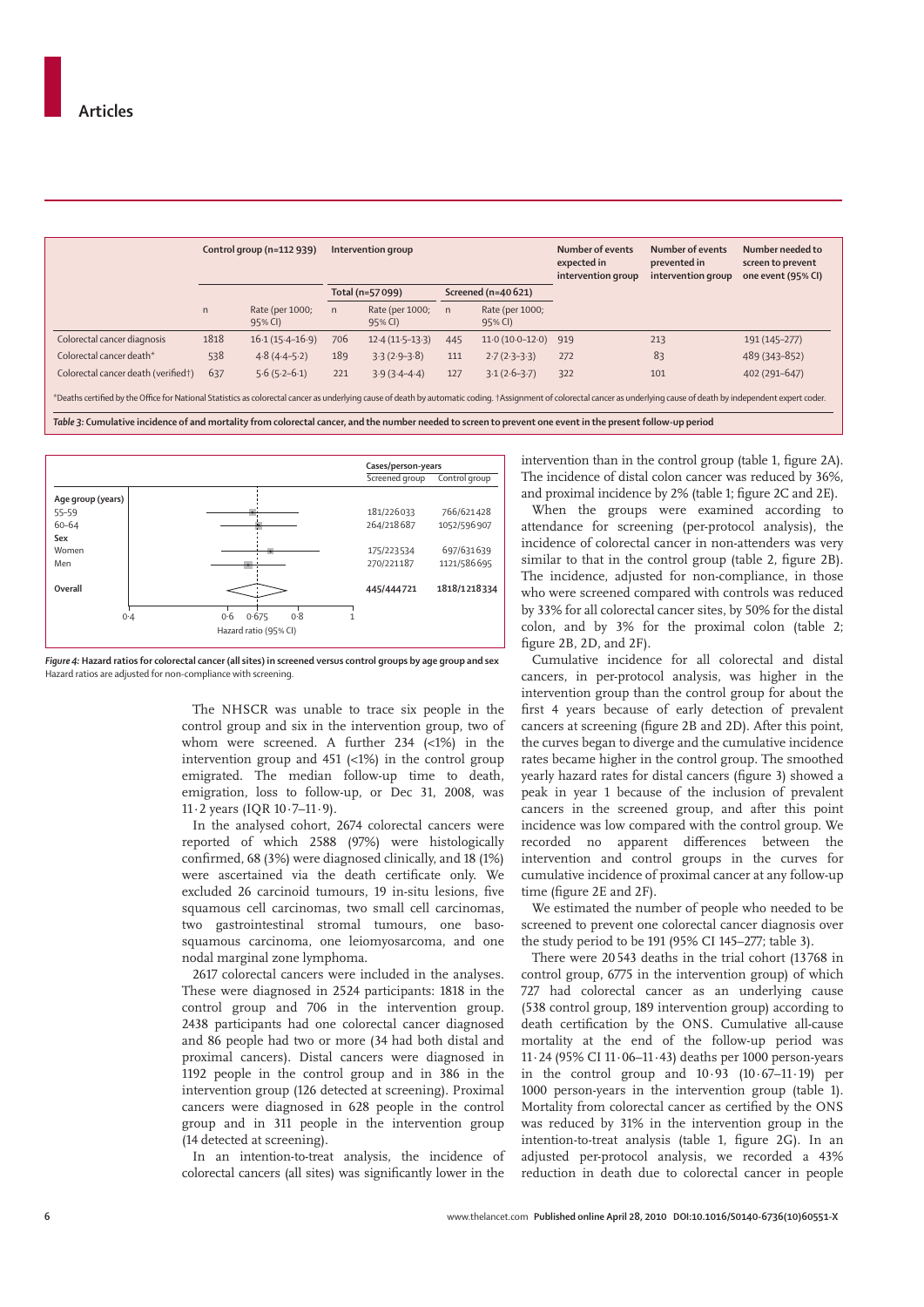| | Control group (n=112 939) | | Intervention group | | | | Number of events expected in intervention group | Number of events prevented in intervention group | Number needed to screen to prevent one event (95% CI) |
|---|---|---|---|---|---|---|---|---|---|
| | | | Total (n=57 099) | | Screened (n=40 621) | | | | |
| | n | Rate (per 1000; 95% CI) | n | Rate (per 1000; 95% CI) | n | Rate (per 1000; 95% CI) | | | |
| Colorectal cancer diagnosis | 1818 | 16·1 (15·4–16·9) | 706 | 12·4 (11·5–13·3) | 445 | 11·0 (10·0–12·0) | 919 | 213 | 191 (145–277) |
| Colorectal cancer death* | 538 | 4·8 (4·4–5·2) | 189 | 3·3 (2·9–3·8) | 111 | 2·7 (2·3–3·3) | 272 | 83 | 489 (343–852) |
| Colorectal cancer death (verified†) | 637 | 5·6 (5·2–6·1) | 221 | 3·9 (3·4–4·4) | 127 | 3·1 (2·6–3·7) | 322 | 101 | 402 (291–647) |

*Deaths certified by the Office for National Statistics as colorectal cancer as underlying cause of death by automatic coding. †Assignment of colorectal cancer as underlying cause of death by independent expert coder.

*Table 3:* **Cumulative incidence of and mortality from colorectal cancer, and the number needed to screen to prevent one event in the present follow-up period**

| | Cases/person-years Screened group | Control group |
|---|---|---|
| **Age group (years)** | | |
| 55–59 | 181/226 033 | 766/621 428 |
| 60–64 | 264/218 687 | 1052/596 907 |
| **Sex** | | |
| Women | 175/223 534 | 697/631 639 |
| Men | 270/221 187 | 1121/586 695 |
| **Overall** | **445/444 721** | **1818/1 218 334** |

Hazard ratio (95% CI) axis: 0·4, 0·6, 0·675, 0·8, 1

*Figure 4:* **Hazard ratios for colorectal cancer (all sites) in screened versus control groups by age group and sex**
Hazard ratios are adjusted for non-compliance with screening.

The NHSCR was unable to trace six people in the control group and six in the intervention group, two of whom were screened. A further 234 (<1%) in the intervention group and 451 (<1%) in the control group emigrated. The median follow-up time to death, emigration, loss to follow-up, or Dec 31, 2008, was 11·2 years (IQR 10·7–11·9).

In the analysed cohort, 2674 colorectal cancers were reported of which 2588 (97%) were histologically confirmed, 68 (3%) were diagnosed clinically, and 18 (1%) were ascertained via the death certificate only. We excluded 26 carcinoid tumours, 19 in-situ lesions, five squamous cell carcinomas, two small cell carcinomas, two gastrointestinal stromal tumours, one basosquamous carcinoma, one leiomyosarcoma, and one nodal marginal zone lymphoma.

2617 colorectal cancers were included in the analyses. These were diagnosed in 2524 participants: 1818 in the control group and 706 in the intervention group. 2438 participants had one colorectal cancer diagnosed and 86 people had two or more (34 had both distal and proximal cancers). Distal cancers were diagnosed in 1192 people in the control group and in 386 in the intervention group (126 detected at screening). Proximal cancers were diagnosed in 628 people in the control group and in 311 people in the intervention group (14 detected at screening).

In an intention-to-treat analysis, the incidence of colorectal cancers (all sites) was significantly lower in the intervention than in the control group (table 1, figure 2A). The incidence of distal colon cancer was reduced by 36%, and proximal incidence by 2% (table 1; figure 2C and 2E).

When the groups were examined according to attendance for screening (per-protocol analysis), the incidence of colorectal cancer in non-attenders was very similar to that in the control group (table 2, figure 2B). The incidence, adjusted for non-compliance, in those who were screened compared with controls was reduced by 33% for all colorectal cancer sites, by 50% for the distal colon, and by 3% for the proximal colon (table 2; figure 2D, and 2F).

Cumulative incidence for all colorectal and distal cancers, in per-protocol analysis, was higher in the intervention group than the control group for about the first 4 years because of early detection of prevalent cancers at screening (figure 2B and 2D). After this point, the curves began to diverge and the cumulative incidence rates became higher in the control group. The smoothed yearly hazard rates for distal cancers (figure 3) showed a peak in year 1 because of the inclusion of prevalent cancers in the screened group, and after this point incidence was low compared with the control group. We recorded no apparent differences between the intervention and control groups in the curves for cumulative incidence of proximal cancer at any follow-up time (figure 2E and 2F).

We estimated the number of people who needed to be screened to prevent one colorectal cancer diagnosis over the study period to be 191 (95% CI 145–277; table 3).

There were 20 543 deaths in the trial cohort (13 768 in control group, 6775 in the intervention group) of which 727 had colorectal cancer as an underlying cause (538 control group, 189 intervention group) according to death certification by the ONS. Cumulative all-cause mortality at the end of the follow-up period was 11·24 (95% CI 11·06–11·43) deaths per 1000 person-years in the control group and 10·93 (10·67–11·19) per 1000 person-years in the intervention group (table 1). Mortality from colorectal cancer as certified by the ONS was reduced by 31% in the intervention group in the intention-to-treat analysis (table 1, figure 2G). In an adjusted per-protocol analysis, we recorded a 43% reduction in death due to colorectal cancer in people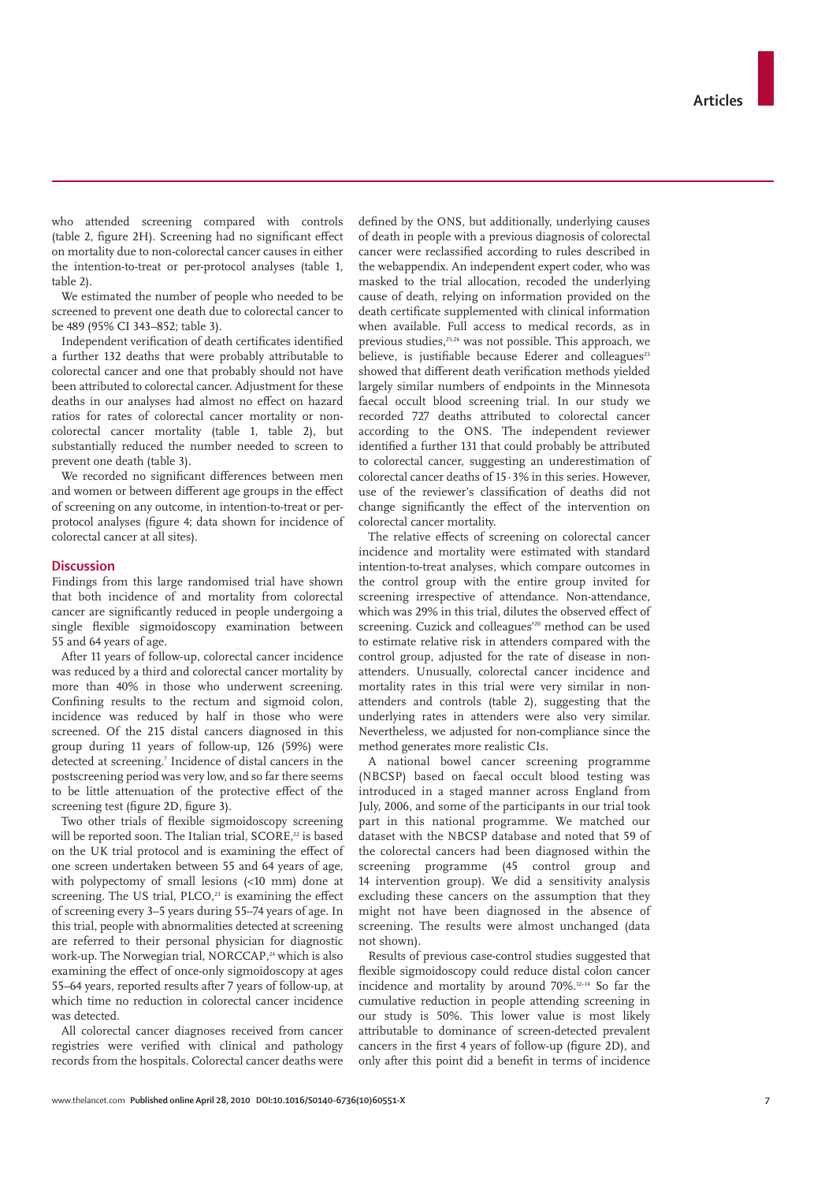who attended screening compared with controls (table 2, figure 2H). Screening had no significant effect on mortality due to non-colorectal cancer causes in either the intention-to-treat or per-protocol analyses (table 1, table 2).

We estimated the number of people who needed to be screened to prevent one death due to colorectal cancer to be 489 (95% CI 343–852; table 3).

Independent verification of death certificates identified a further 132 deaths that were probably attributable to colorectal cancer and one that probably should not have been attributed to colorectal cancer. Adjustment for these deaths in our analyses had almost no effect on hazard ratios for rates of colorectal cancer mortality or non-colorectal cancer mortality (table 1, table 2), but substantially reduced the number needed to screen to prevent one death (table 3).

We recorded no significant differences between men and women or between different age groups in the effect of screening on any outcome, in intention-to-treat or per-protocol analyses (figure 4; data shown for incidence of colorectal cancer at all sites).

## Discussion

Findings from this large randomised trial have shown that both incidence of and mortality from colorectal cancer are significantly reduced in people undergoing a single flexible sigmoidoscopy examination between 55 and 64 years of age.

After 11 years of follow-up, colorectal cancer incidence was reduced by a third and colorectal cancer mortality by more than 40% in those who underwent screening. Confining results to the rectum and sigmoid colon, incidence was reduced by half in those who were screened. Of the 215 distal cancers diagnosed in this group during 11 years of follow-up, 126 (59%) were detected at screening.[7] Incidence of distal cancers in the postscreening period was very low, and so far there seems to be little attenuation of the protective effect of the screening test (figure 2D, figure 3).

Two other trials of flexible sigmoidoscopy screening will be reported soon. The Italian trial, SCORE,[22] is based on the UK trial protocol and is examining the effect of one screen undertaken between 55 and 64 years of age, with polypectomy of small lesions (<10 mm) done at screening. The US trial, PLCO,[23] is examining the effect of screening every 3–5 years during 55–74 years of age. In this trial, people with abnormalities detected at screening are referred to their personal physician for diagnostic work-up. The Norwegian trial, NORCCAP,[24] which is also examining the effect of once-only sigmoidoscopy at ages 55–64 years, reported results after 7 years of follow-up, at which time no reduction in colorectal cancer incidence was detected.

All colorectal cancer diagnoses received from cancer registries were verified with clinical and pathology records from the hospitals. Colorectal cancer deaths were defined by the ONS, but additionally, underlying causes of death in people with a previous diagnosis of colorectal cancer were reclassified according to rules described in the webappendix. An independent expert coder, who was masked to the trial allocation, recoded the underlying cause of death, relying on information provided on the death certificate supplemented with clinical information when available. Full access to medical records, as in previous studies,[25,26] was not possible. This approach, we believe, is justifiable because Ederer and colleagues[25] showed that different death verification methods yielded largely similar numbers of endpoints in the Minnesota faecal occult blood screening trial. In our study we recorded 727 deaths attributed to colorectal cancer according to the ONS. The independent reviewer identified a further 131 that could probably be attributed to colorectal cancer, suggesting an underestimation of colorectal cancer deaths of 15·3% in this series. However, use of the reviewer's classification of deaths did not change significantly the effect of the intervention on colorectal cancer mortality.

The relative effects of screening on colorectal cancer incidence and mortality were estimated with standard intention-to-treat analyses, which compare outcomes in the control group with the entire group invited for screening irrespective of attendance. Non-attendance, which was 29% in this trial, dilutes the observed effect of screening. Cuzick and colleagues'[20] method can be used to estimate relative risk in attenders compared with the control group, adjusted for the rate of disease in non-attenders. Unusually, colorectal cancer incidence and mortality rates in this trial were very similar in non-attenders and controls (table 2), suggesting that the underlying rates in attenders were also very similar. Nevertheless, we adjusted for non-compliance since the method generates more realistic CIs.

A national bowel cancer screening programme (NBCSP) based on faecal occult blood testing was introduced in a staged manner across England from July, 2006, and some of the participants in our trial took part in this national programme. We matched our dataset with the NBCSP database and noted that 59 of the colorectal cancers had been diagnosed within the screening programme (45 control group and 14 intervention group). We did a sensitivity analysis excluding these cancers on the assumption that they might not have been diagnosed in the absence of screening. The results were almost unchanged (data not shown).

Results of previous case-control studies suggested that flexible sigmoidoscopy could reduce distal colon cancer incidence and mortality by around 70%.[12–14] So far the cumulative reduction in people attending screening in our study is 50%. This lower value is most likely attributable to dominance of screen-detected prevalent cancers in the first 4 years of follow-up (figure 2D), and only after this point did a benefit in terms of incidence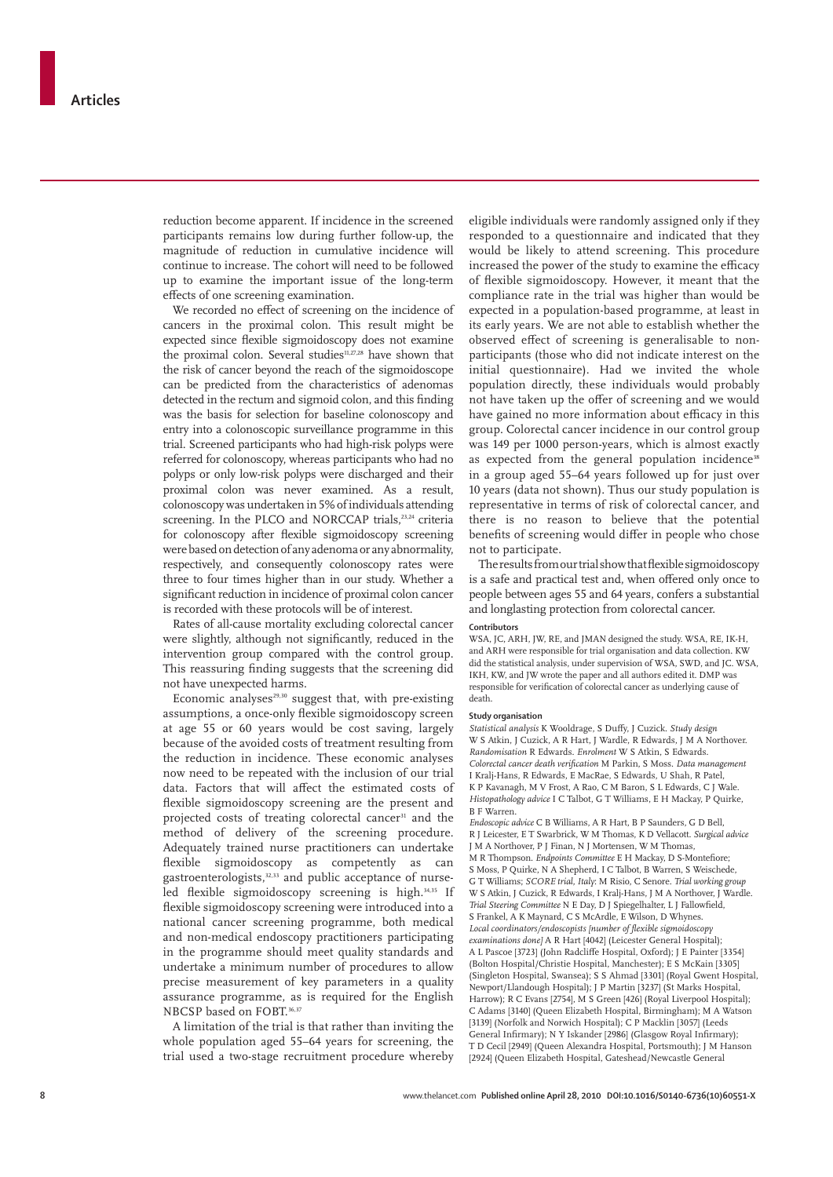reduction become apparent. If incidence in the screened participants remains low during further follow-up, the magnitude of reduction in cumulative incidence will continue to increase. The cohort will need to be followed up to examine the important issue of the long-term effects of one screening examination.

We recorded no effect of screening on the incidence of cancers in the proximal colon. This result might be expected since flexible sigmoidoscopy does not examine the proximal colon. Several studies[11,27,28] have shown that the risk of cancer beyond the reach of the sigmoidoscope can be predicted from the characteristics of adenomas detected in the rectum and sigmoid colon, and this finding was the basis for selection for baseline colonoscopy and entry into a colonoscopic surveillance programme in this trial. Screened participants who had high-risk polyps were referred for colonoscopy, whereas participants who had no polyps or only low-risk polyps were discharged and their proximal colon was never examined. As a result, colonoscopy was undertaken in 5% of individuals attending screening. In the PLCO and NORCCAP trials,[23,24] criteria for colonoscopy after flexible sigmoidoscopy screening were based on detection of any adenoma or any abnormality, respectively, and consequently colonoscopy rates were three to four times higher than in our study. Whether a significant reduction in incidence of proximal colon cancer is recorded with these protocols will be of interest.

Rates of all-cause mortality excluding colorectal cancer were slightly, although not significantly, reduced in the intervention group compared with the control group. This reassuring finding suggests that the screening did not have unexpected harms.

Economic analyses[29,30] suggest that, with pre-existing assumptions, a once-only flexible sigmoidoscopy screen at age 55 or 60 years would be cost saving, largely because of the avoided costs of treatment resulting from the reduction in incidence. These economic analyses now need to be repeated with the inclusion of our trial data. Factors that will affect the estimated costs of flexible sigmoidoscopy screening are the present and projected costs of treating colorectal cancer[31] and the method of delivery of the screening procedure. Adequately trained nurse practitioners can undertake flexible sigmoidoscopy as competently as can gastroenterologists,[32,33] and public acceptance of nurse-led flexible sigmoidoscopy screening is high.[34,35] If flexible sigmoidoscopy screening were introduced into a national cancer screening programme, both medical and non-medical endoscopy practitioners participating in the programme should meet quality standards and undertake a minimum number of procedures to allow precise measurement of key parameters in a quality assurance programme, as is required for the English NBCSP based on FOBT.[36,37]

A limitation of the trial is that rather than inviting the whole population aged 55–64 years for screening, the trial used a two-stage recruitment procedure whereby eligible individuals were randomly assigned only if they responded to a questionnaire and indicated that they would be likely to attend screening. This procedure increased the power of the study to examine the efficacy of flexible sigmoidoscopy. However, it meant that the compliance rate in the trial was higher than would be expected in a population-based programme, at least in its early years. We are not able to establish whether the observed effect of screening is generalisable to non-participants (those who did not indicate interest on the initial questionnaire). Had we invited the whole population directly, these individuals would probably not have taken up the offer of screening and we would have gained no more information about efficacy in this group. Colorectal cancer incidence in our control group was 149 per 1000 person-years, which is almost exactly as expected from the general population incidence[38] in a group aged 55–64 years followed up for just over 10 years (data not shown). Thus our study population is representative in terms of risk of colorectal cancer, and there is no reason to believe that the potential benefits of screening would differ in people who chose not to participate.

The results from our trial show that flexible sigmoidoscopy is a safe and practical test and, when offered only once to people between ages 55 and 64 years, confers a substantial and longlasting protection from colorectal cancer.

#### Contributors

WSA, JC, ARH, JW, RE, and JMAN designed the study. WSA, RE, IK-H, and ARH were responsible for trial organisation and data collection. KW did the statistical analysis, under supervision of WSA, SWD, and JC. WSA, IKH, KW, and JW wrote the paper and all authors edited it. DMP was responsible for verification of colorectal cancer as underlying cause of death.

#### Study organisation

*Statistical analysis* K Wooldrage, S Duffy, J Cuzick. *Study design* W S Atkin, J Cuzick, A R Hart, J Wardle, R Edwards, J M A Northover. *Randomisation* R Edwards. *Enrolment* W S Atkin, S Edwards. *Colorectal cancer death verification* M Parkin, S Moss. *Data management* I Kralj-Hans, R Edwards, E MacRae, S Edwards, U Shah, R Patel, K P Kavanagh, M V Frost, A Rao, C M Baron, S L Edwards, C J Wale. *Histopathology advice* I C Talbot, G T Williams, E H Mackay, P Quirke, B F Warren.
*Endoscopic advice* C B Williams, A R Hart, B P Saunders, G D Bell, R J Leicester, E T Swarbrick, W M Thomas, K D Vellacott. *Surgical advice* J M A Northover, P J Finan, N J Mortensen, W M Thomas, M R Thompson. *Endpoints Committee* E H Mackay, D S-Montefiore; S Moss, P Quirke, N A Shepherd, I C Talbot, B Warren, S Weischede, G T Williams; *SCORE trial, Italy*: M Risio, C Senore. *Trial working group* W S Atkin, J Cuzick, R Edwards, I Kralj-Hans, J M A Northover, J Wardle. *Trial Steering Committee* N E Day, D J Spiegelhalter, L J Fallowfield, S Frankel, A K Maynard, C S McArdle, E Wilson, D Whynes. *Local coordinators/endoscopists [number of flexible sigmoidoscopy examinations done]* A R Hart [4042] (Leicester General Hospital); A L Pascoe [3723] (John Radcliffe Hospital, Oxford); J E Painter [3354] (Bolton Hospital/Christie Hospital, Manchester); E S McKain [3305] (Singleton Hospital, Swansea); S S Ahmad [3301] (Royal Gwent Hospital, Newport/Llandough Hospital); J P Martin [3237] (St Marks Hospital, Harrow); R C Evans [2754], M S Green [426] (Royal Liverpool Hospital); C Adams [3140] (Queen Elizabeth Hospital, Birmingham); M A Watson [3139] (Norfolk and Norwich Hospital); C P Macklin [3057] (Leeds General Infirmary); N Y Iskander [2986] (Glasgow Royal Infirmary); T D Cecil [2949] (Queen Alexandra Hospital, Portsmouth); J M Hanson [2924] (Queen Elizabeth Hospital, Gateshead/Newcastle General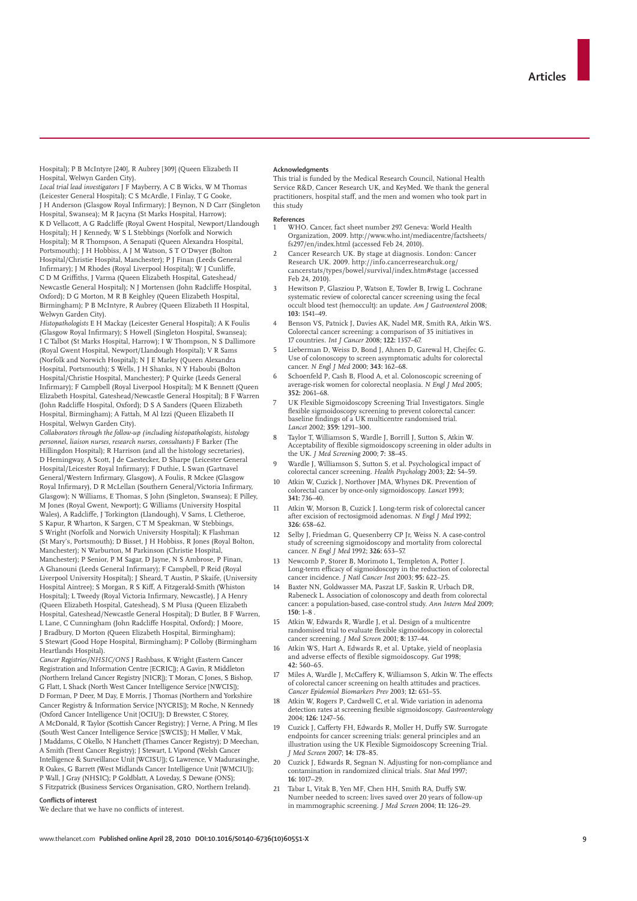Hospital); P B McIntyre [240], R Aubrey [309] (Queen Elizabeth II Hospital, Welwyn Garden City).

*Local trial lead investigators* J F Mayberry, A C B Wicks, W M Thomas (Leicester General Hospital); C S McArdle, I Finlay, T G Cooke, J H Anderson (Glasgow Royal Infirmary); J Beynon, N D Carr (Singleton Hospital, Swansea); M R Jacyna (St Marks Hospital, Harrow); K D Vellacott, A G Radcliffe (Royal Gwent Hospital, Newport/Llandough Hospital); H J Kennedy, W S L Stebbings (Norfolk and Norwich Hospital); M R Thompson, A Senapati (Queen Alexandra Hospital, Portsmouth); J H Hobbiss, A J M Watson, S T O'Dwyer (Bolton Hospital/Christie Hospital, Manchester); P J Finan (Leeds General Infirmary); J M Rhodes (Royal Liverpool Hospital); W J Cunliffe, C D M Griffiths, J Varma (Queen Elizabeth Hospital, Gateshead/Newcastle General Hospital); N J Mortensen (John Radcliffe Hospital, Oxford); D G Morton, M R B Keighley (Queen Elizabeth Hospital, Birmingham); P B McIntyre, R Aubrey (Queen Elizabeth II Hospital, Welwyn Garden City).

*Histopathologists* E H Mackay (Leicester General Hospital); A K Foulis (Glasgow Royal Infirmary); S Howell (Singleton Hospital, Swansea); I C Talbot (St Marks Hospital, Harrow); I W Thompson, N S Dallimore (Royal Gwent Hospital, Newport/Llandough Hospital); V R Sams (Norfolk and Norwich Hospital); N J E Marley (Queen Alexandra Hospital, Portsmouth); S Wells, J H Shanks, N Y Haboubi (Bolton Hospital/Christie Hospital, Manchester); P Quirke (Leeds General Infirmary); F Campbell (Royal Liverpool Hospital); M K Bennett (Queen Elizabeth Hospital, Gateshead/Newcastle General Hospital); B F Warren (John Radcliffe Hospital, Oxford); D S A Sanders (Queen Elizabeth Hospital, Birmingham); A Fattah, M Al Izzi (Queen Elizabeth II Hospital, Welwyn Garden City).

*Collaborators through the follow-up (including histopathologists, histology personnel, liaison nurses, research nurses, consultants)* F Barker (The Hillingdon Hospital); R Harrison (and all the histology secretaries), D Hemingway, A Scott, J de Caestecker, D Sharpe (Leicester General Hospital/Leicester Royal Infirmary); F Duthie, L Swan (Gartnavel General/Western Infirmary, Glasgow), A Foulis, R Mckee (Glasgow Royal Infirmary), D R McLellan (Southern General/Victoria Infirmary, Glasgow); N Williams, E Thomas, S John (Singleton, Swansea); E Pilley, M Jones (Royal Gwent, Newport); G Williams (University Hospital Wales), A Radcliffe, J Torkington (Llandough), V Sams, L Cletheroe, S Kapur, R Wharton, K Sargen, C T M Speakman, W Stebbings, S Wright (Norfolk and Norwich University Hospital); K Flashman (St Mary's, Portsmouth); D Bisset, J H Hobbiss, R Jones (Royal Bolton, Manchester); N Warburton, M Parkinson (Christie Hospital, Manchester); P Senior, P M Sagar, D Jayne, N S Ambrose, P Finan, A Ghanouni (Leeds General Infirmary); F Campbell, P Reid (Royal Liverpool University Hospital); J Sheard, T Austin, P Skaife, (University Hospital Aintree); S Morgan, R S Kiff, A Fitzgerald-Smith (Whiston Hospital); L Tweedy (Royal Victoria Infirmary, Newcastle), J A Henry (Queen Elizabeth Hospital, Gateshead), S M Plusa (Queen Elizabeth Hospital, Gateshead/Newcastle General Hospital); D Butler, B F Warren, L Lane, C Cunningham (John Radcliffe Hospital, Oxford); J Moore, J Bradbury, D Morton (Queen Elizabeth Hospital, Birmingham); P Senior, P M Sagar, D Jayne, N S Ambrose, P Finan,

Wait—correction: the remaining text reads: S Stewart (Good Hope Hospital, Birmingham); P Colloby (Birmingham Heartlands Hospital).

*Cancer Registries/NHSIC/ONS* J Rashbass, K Wright (Eastern Cancer Registration and Information Centre [ECRIC]); A Gavin, R Middleton (Northern Ireland Cancer Registry [NICR]); T Moran, C Jones, S Bishop, G Flatt, L Shack (North West Cancer Intelligence Service [NWCIS]); D Forman, P Deer, M Day, E Morris, J Thomas (Northern and Yorkshire Cancer Registry & Information Service [NYCRIS]); M Roche, N Kennedy (Oxford Cancer Intelligence Unit [OCIU]); D Brewster, C Storey, A McDonald, R Taylor (Scottish Cancer Registry); J Verne, A Pring, M Iles (South West Cancer Intelligence Service [SWCIS]); H Møller, V Mak, J Maddams, C Okello, N Hanchett (Thames Cancer Registry); D Meechan, A Smith (Trent Cancer Registry); J Stewart, L Vipond (Welsh Cancer Intelligence & Surveillance Unit [WCISU]); G Lawrence, V Madurasinghe, R Oakes, G Barrett (West Midlands Cancer Intelligence Unit [WMCIU]); P Wall, J Gray (NHSIC); P Goldblatt, A Loveday, S Dewane (ONS); S Fitzpatrick (Business Services Organisation, GRO, Northern Ireland).

#### Conflicts of interest

We declare that we have no conflicts of interest.

#### Acknowledgments

This trial is funded by the Medical Research Council, National Health Service R&D, Cancer Research UK, and KeyMed. We thank the general practitioners, hospital staff, and the men and women who took part in this study

#### References

1. WHO. Cancer, fact sheet number 297. Geneva: World Health Organization, 2009. http://www.who.int/mediacentre/factsheets/fs297/en/index.html (accessed Feb 24, 2010).
2. Cancer Research UK. By stage at diagnosis. London: Cancer Research UK. 2009. http://info.cancerresearchuk.org/cancerstats/types/bowel/survival/index.htm#stage (accessed Feb 24, 2010).
3. Hewitson P, Glasziou P, Watson E, Towler B, Irwig L. Cochrane systematic review of colorectal cancer screening using the fecal occult blood test (hemoccult): an update. *Am J Gastroenterol* 2008; **103:** 1541–49.
4. Benson VS, Patnick J, Davies AK, Nadel MR, Smith RA, Atkin WS. Colorectal cancer screening: a comparison of 35 initiatives in 17 countries. *Int J Cancer* 2008; **122:** 1357–67.
5. Lieberman D, Weiss D, Bond J, Ahnen D, Garewal H, Chejfec G. Use of colonoscopy to screen asymptomatic adults for colorectal cancer. *N Engl J Med* 2000; **343:** 162–68.
6. Schoenfeld P, Cash B, Flood A, et al. Colonoscopic screening of average-risk women for colorectal neoplasia. *N Engl J Med* 2005; **352:** 2061–68.
7. UK Flexible Sigmoidoscopy Screening Trial Investigators. Single flexible sigmoidoscopy screening to prevent colorectal cancer: baseline findings of a UK multicentre randomised trial. *Lancet* 2002; **359:** 1291–300.
8. Taylor T, Williamson S, Wardle J, Borrill J, Sutton S, Atkin W. Acceptability of flexible sigmoidoscopy screening in older adults in the UK. *J Med Screening* 2000; **7:** 38–45.
9. Wardle J, Williamson S, Sutton S, et al. Psychological impact of colorectal cancer screening. *Health Psychology* 2003; **22:** 54–59.
10. Atkin W, Cuzick J, Northover JMA, Whynes DK. Prevention of colorectal cancer by once-only sigmoidoscopy. *Lancet* 1993; **341:** 736–40.
11. Atkin W, Morson B, Cuzick J. Long-term risk of colorectal cancer after excision of rectosigmoid adenomas. *N Engl J Med* 1992; **326:** 658–62.
12. Selby J, Friedman G, Quesenberry CP Jr, Weiss N. A case-control study of screening sigmoidoscopy and mortality from colorectal cancer. *N Engl J Med* 1992; **326:** 653–57.
13. Newcomb P, Storer B, Morimoto L, Templeton A, Potter J. Long-term efficacy of sigmoidoscopy in the reduction of colorectal cancer incidence. *J Natl Cancer Inst* 2003; **95:** 622–25.
14. Baxter NN, Goldwasser MA, Paszat LF, Saskin R, Urbach DR, Rabeneck L. Association of colonoscopy and death from colorectal cancer: a population-based, case-control study. *Ann Intern Med* 2009; **150:** 1–8 .
15. Atkin W, Edwards R, Wardle J, et al. Design of a multicentre randomised trial to evaluate flexible sigmoidoscopy in colorectal cancer screening. *J Med Screen* 2001; **8:** 137–44.
16. Atkin WS, Hart A, Edwards R, et al. Uptake, yield of neoplasia and adverse effects of flexible sigmoidoscopy. *Gut* 1998; **42:** 560–65.
17. Miles A, Wardle J, McCaffery K, Williamson S, Atkin W. The effects of colorectal cancer screening on health attitudes and practices. *Cancer Epidemiol Biomarkers Prev* 2003; **12:** 651–55.
18. Atkin W, Rogers P, Cardwell C, et al. Wide variation in adenoma detection rates at screening flexible sigmoidoscopy. *Gastroenterology* 2004; **126:** 1247–56.
19. Cuzick J, Cafferty FH, Edwards R, Moller H, Duffy SW. Surrogate endpoints for cancer screening trials: general principles and an illustration using the UK Flexible Sigmoidoscopy Screening Trial. *J Med Screen* 2007; **14:** 178–85.
20. Cuzick J, Edwards R, Segnan N. Adjusting for non-compliance and contamination in randomized clinical trials. *Stat Med* 1997; **16:** 1017–29.
21. Tabar L, Vitak B, Yen MF, Chen HH, Smith RA, Duffy SW. Number needed to screen: lives saved over 20 years of follow-up in mammographic screening. *J Med Screen* 2004; **11:** 126–29.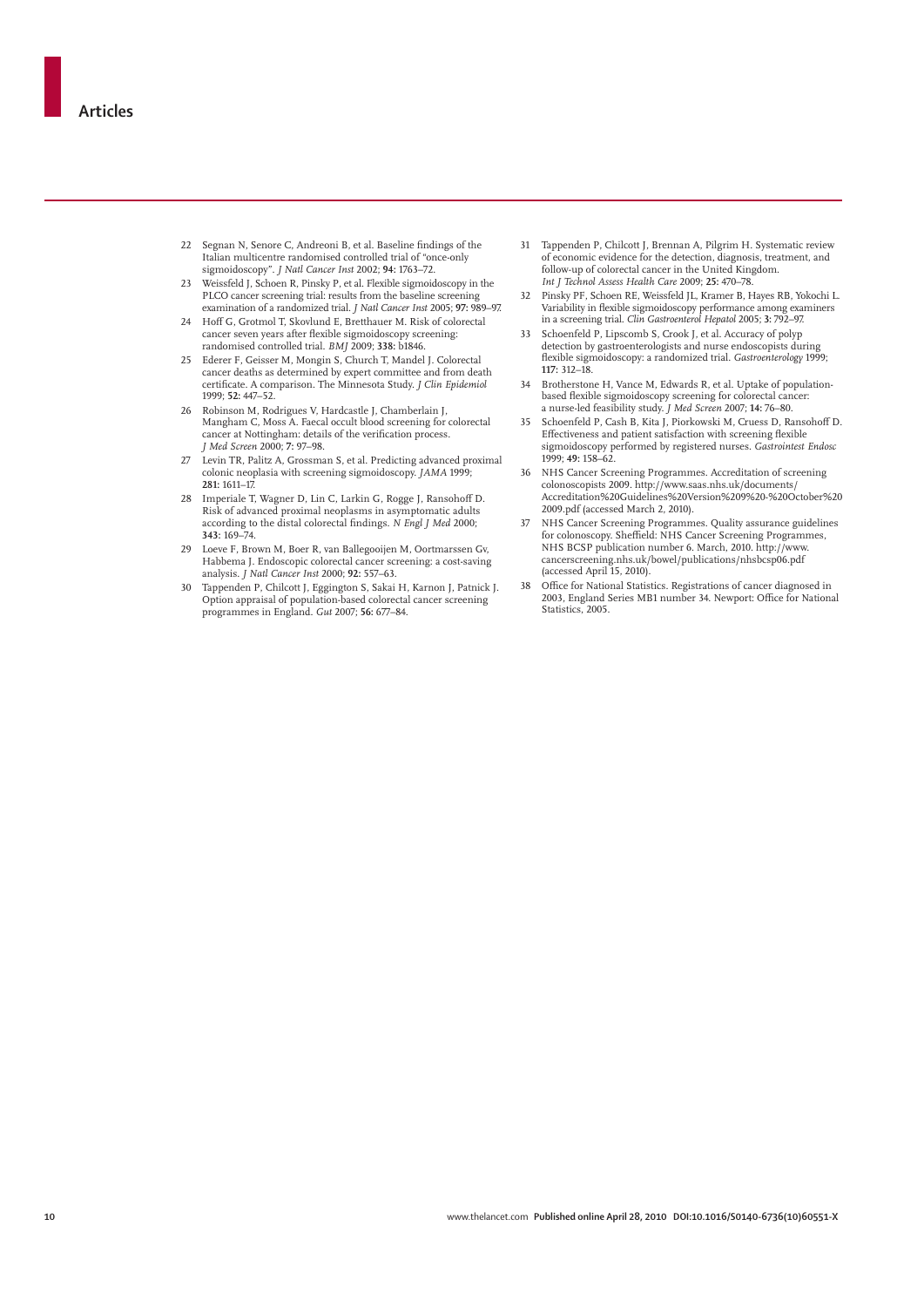22 Segnan N, Senore C, Andreoni B, et al. Baseline findings of the Italian multicentre randomised controlled trial of "once-only sigmoidoscopy". *J Natl Cancer Inst* 2002; **94:** 1763–72.

23 Weissfeld J, Schoen R, Pinsky P, et al. Flexible sigmoidoscopy in the PLCO cancer screening trial: results from the baseline screening examination of a randomized trial. *J Natl Cancer Inst* 2005; **97:** 989–97.

24 Hoff G, Grotmol T, Skovlund E, Bretthauer M. Risk of colorectal cancer seven years after flexible sigmoidoscopy screening: randomised controlled trial. *BMJ* 2009; **338:** b1846.

25 Ederer F, Geisser M, Mongin S, Church T, Mandel J. Colorectal cancer deaths as determined by expert committee and from death certificate. A comparison. The Minnesota Study. *J Clin Epidemiol* 1999; **52:** 447–52.

26 Robinson M, Rodrigues V, Hardcastle J, Chamberlain J, Mangham C, Moss A. Faecal occult blood screening for colorectal cancer at Nottingham: details of the verification process. *J Med Screen* 2000; **7:** 97–98.

27 Levin TR, Palitz A, Grossman S, et al. Predicting advanced proximal colonic neoplasia with screening sigmoidoscopy. *JAMA* 1999; **281:** 1611–17.

28 Imperiale T, Wagner D, Lin C, Larkin G, Rogge J, Ransohoff D. Risk of advanced proximal neoplasms in asymptomatic adults according to the distal colorectal findings. *N Engl J Med* 2000; **343:** 169–74.

29 Loeve F, Brown M, Boer R, van Ballegooijen M, Oortmarssen Gv, Habbema J. Endoscopic colorectal cancer screening: a cost-saving analysis. *J Natl Cancer Inst* 2000; **92:** 557–63.

30 Tappenden P, Chilcott J, Eggington S, Sakai H, Karnon J, Patnick J. Option appraisal of population-based colorectal cancer screening programmes in England. *Gut* 2007; **56:** 677–84.

31 Tappenden P, Chilcott J, Brennan A, Pilgrim H. Systematic review of economic evidence for the detection, diagnosis, treatment, and follow-up of colorectal cancer in the United Kingdom. *Int J Technol Assess Health Care* 2009; **25:** 470–78.

32 Pinsky PF, Schoen RE, Weissfeld JL, Kramer B, Hayes RB, Yokochi L. Variability in flexible sigmoidoscopy performance among examiners in a screening trial. *Clin Gastroenterol Hepatol* 2005; **3:** 792–97.

33 Schoenfeld P, Lipscomb S, Crook J, et al. Accuracy of polyp detection by gastroenterologists and nurse endoscopists during flexible sigmoidoscopy: a randomized trial. *Gastroenterology* 1999; **117:** 312–18.

34 Brotherstone H, Vance M, Edwards R, et al. Uptake of population-based flexible sigmoidoscopy screening for colorectal cancer: a nurse-led feasibility study. *J Med Screen* 2007; **14:** 76–80.

35 Schoenfeld P, Cash B, Kita J, Piorkowski M, Cruess D, Ransohoff D. Effectiveness and patient satisfaction with screening flexible sigmoidoscopy performed by registered nurses. *Gastrointest Endosc* 1999; **49:** 158–62.

36 NHS Cancer Screening Programmes. Accreditation of screening colonoscopists 2009. http://www.saas.nhs.uk/documents/Accreditation%20Guidelines%20Version%209%20-%20October%202009.pdf (accessed March 2, 2010).

37 NHS Cancer Screening Programmes. Quality assurance guidelines for colonoscopy. Sheffield: NHS Cancer Screening Programmes, NHS BCSP publication number 6. March, 2010. http://www.cancerscreening.nhs.uk/bowel/publications/nhsbcsp06.pdf (accessed April 15, 2010).

38 Office for National Statistics. Registrations of cancer diagnosed in 2003, England Series MB1 number 34. Newport: Office for National Statistics, 2005.